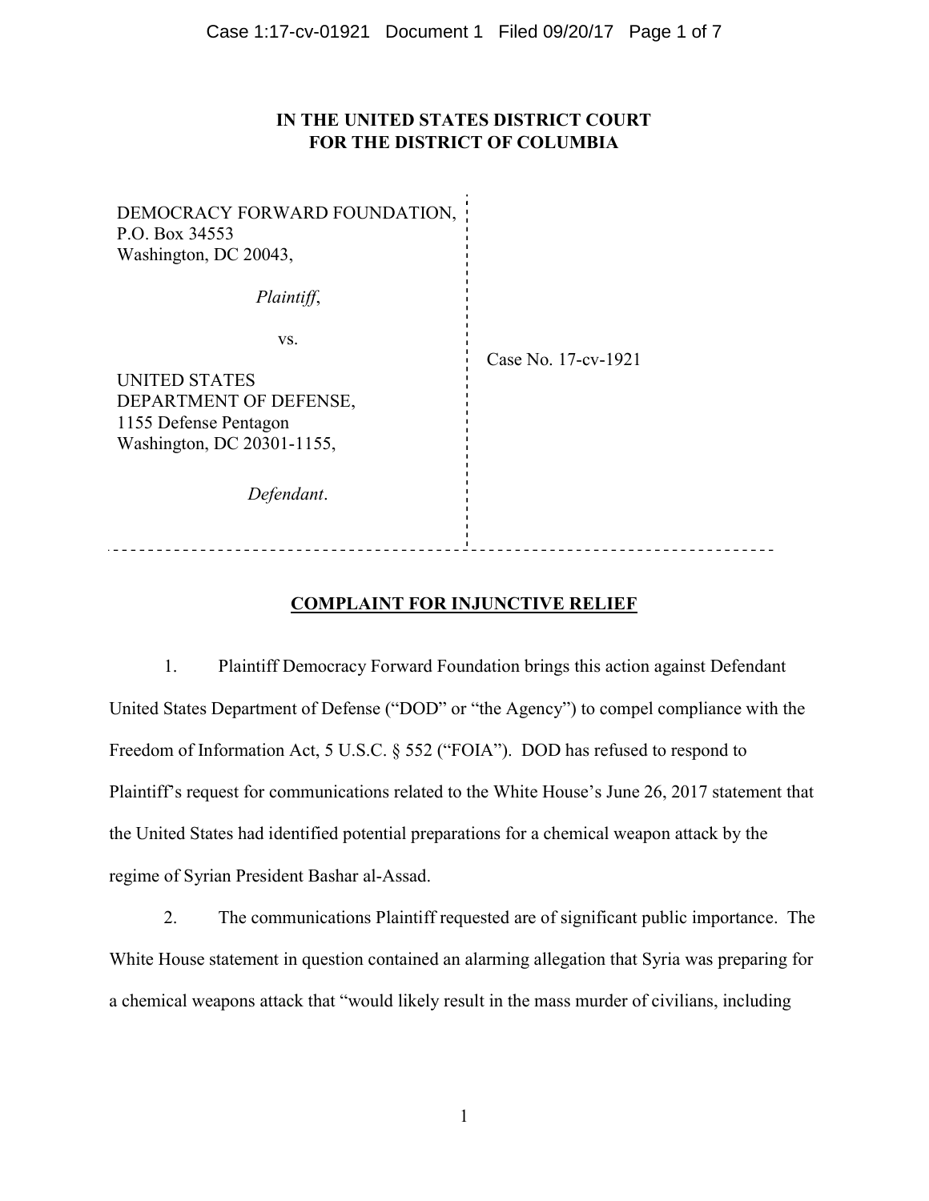# IN THE UNITED STATES DISTRICT COURT FOR THE DISTRICT OF COLUMBIA

DEMOCRACY FORWARD FOUNDATION,
P.O. Box 34553
Washington, DC 20043,

*Plaintiff*,

vs.

UNITED STATES
DEPARTMENT OF DEFENSE,
1155 Defense Pentagon
Washington, DC 20301-1155,

*Defendant*.

Case No. 17-cv-1921

## COMPLAINT FOR INJUNCTIVE RELIEF

1. Plaintiff Democracy Forward Foundation brings this action against Defendant United States Department of Defense ("DOD" or "the Agency") to compel compliance with the Freedom of Information Act, 5 U.S.C. § 552 ("FOIA"). DOD has refused to respond to Plaintiff's request for communications related to the White House's June 26, 2017 statement that the United States had identified potential preparations for a chemical weapon attack by the regime of Syrian President Bashar al-Assad.

2. The communications Plaintiff requested are of significant public importance. The White House statement in question contained an alarming allegation that Syria was preparing for a chemical weapons attack that "would likely result in the mass murder of civilians, including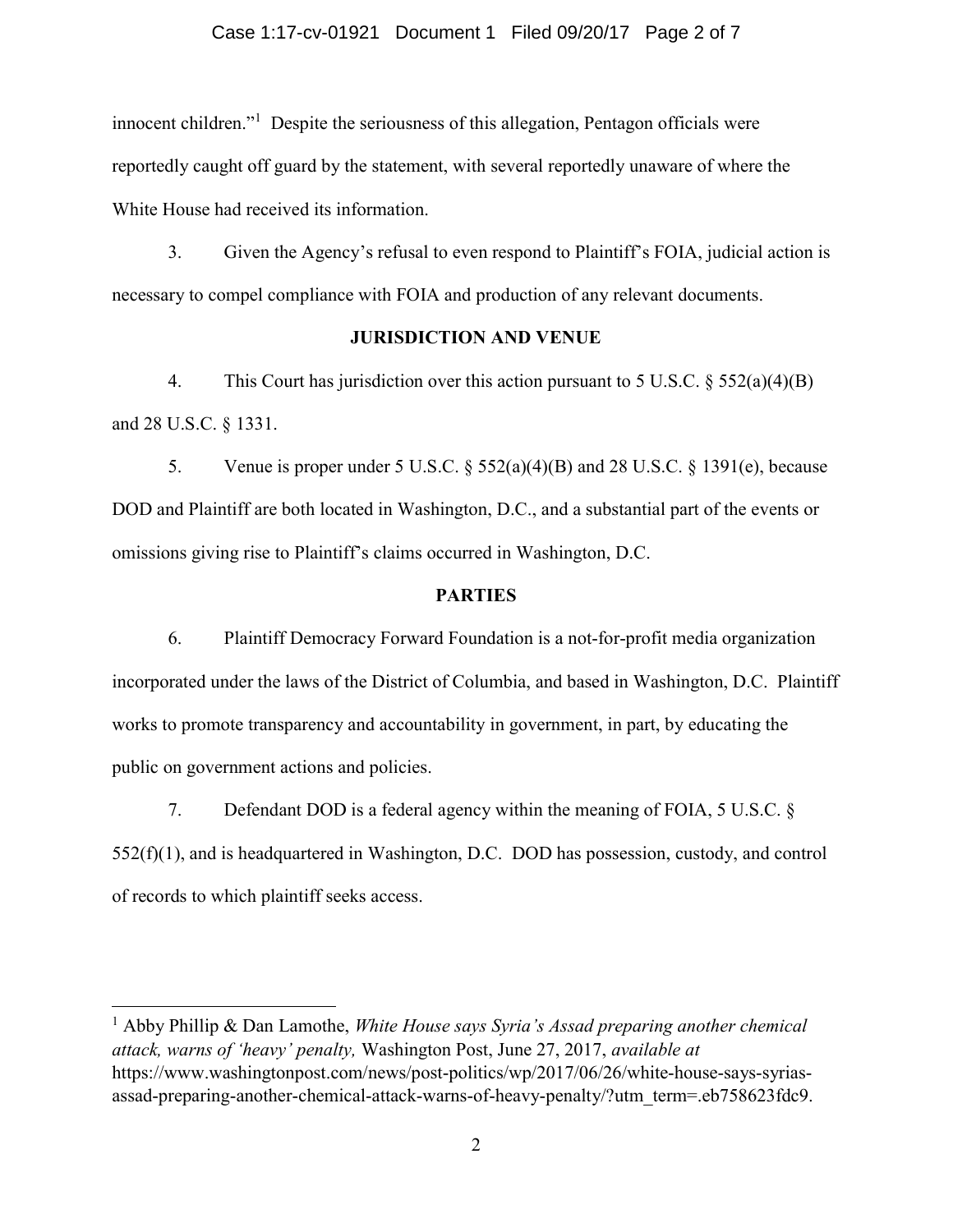innocent children."[1] Despite the seriousness of this allegation, Pentagon officials were reportedly caught off guard by the statement, with several reportedly unaware of where the White House had received its information.

3. Given the Agency's refusal to even respond to Plaintiff's FOIA, judicial action is necessary to compel compliance with FOIA and production of any relevant documents.

## JURISDICTION AND VENUE

4. This Court has jurisdiction over this action pursuant to 5 U.S.C. § 552(a)(4)(B) and 28 U.S.C. § 1331.

5. Venue is proper under 5 U.S.C. § 552(a)(4)(B) and 28 U.S.C. § 1391(e), because DOD and Plaintiff are both located in Washington, D.C., and a substantial part of the events or omissions giving rise to Plaintiff's claims occurred in Washington, D.C.

## PARTIES

6. Plaintiff Democracy Forward Foundation is a not-for-profit media organization incorporated under the laws of the District of Columbia, and based in Washington, D.C. Plaintiff works to promote transparency and accountability in government, in part, by educating the public on government actions and policies.

7. Defendant DOD is a federal agency within the meaning of FOIA, 5 U.S.C. § 552(f)(1), and is headquartered in Washington, D.C. DOD has possession, custody, and control of records to which plaintiff seeks access.

---

[1] Abby Phillip & Dan Lamothe, *White House says Syria's Assad preparing another chemical attack, warns of 'heavy' penalty,* Washington Post, June 27, 2017, *available at* https://www.washingtonpost.com/news/post-politics/wp/2017/06/26/white-house-says-syrias-assad-preparing-another-chemical-attack-warns-of-heavy-penalty/?utm_term=.eb758623fdc9.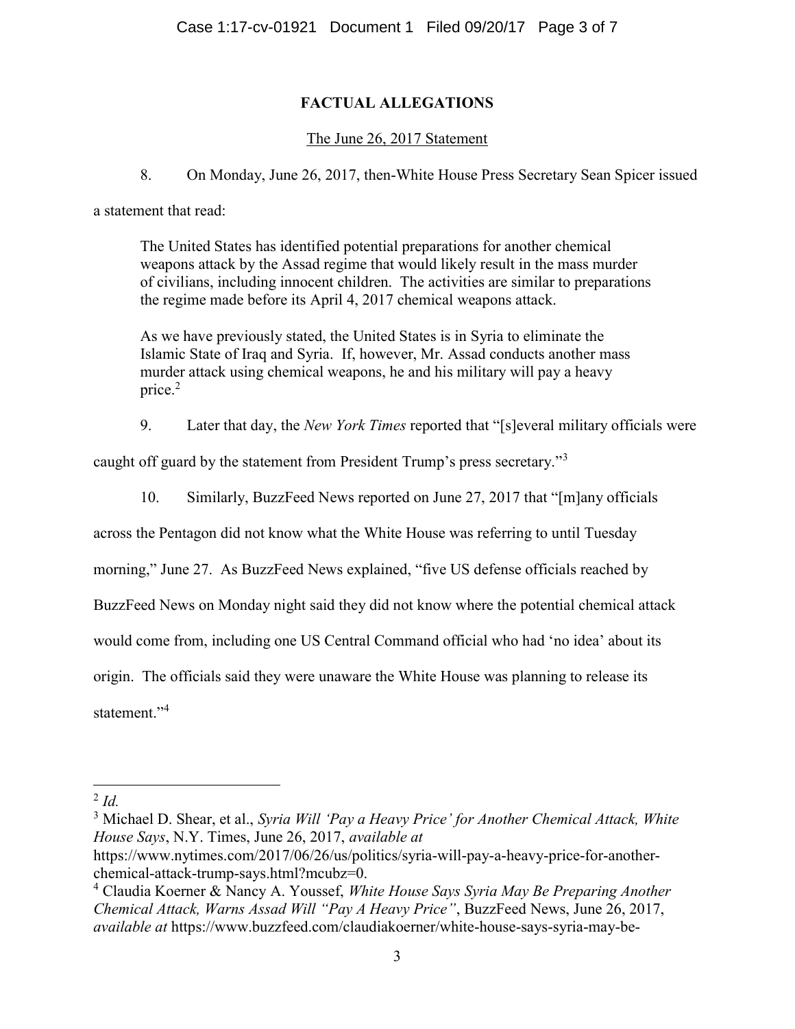## FACTUAL ALLEGATIONS

The June 26, 2017 Statement

8. On Monday, June 26, 2017, then-White House Press Secretary Sean Spicer issued a statement that read:

> The United States has identified potential preparations for another chemical weapons attack by the Assad regime that would likely result in the mass murder of civilians, including innocent children. The activities are similar to preparations the regime made before its April 4, 2017 chemical weapons attack.
>
> As we have previously stated, the United States is in Syria to eliminate the Islamic State of Iraq and Syria. If, however, Mr. Assad conducts another mass murder attack using chemical weapons, he and his military will pay a heavy price.[2]

9. Later that day, the *New York Times* reported that "[s]everal military officials were caught off guard by the statement from President Trump's press secretary."[3]

10. Similarly, BuzzFeed News reported on June 27, 2017 that "[m]any officials across the Pentagon did not know what the White House was referring to until Tuesday morning," June 27. As BuzzFeed News explained, "five US defense officials reached by BuzzFeed News on Monday night said they did not know where the potential chemical attack would come from, including one US Central Command official who had 'no idea' about its origin. The officials said they were unaware the White House was planning to release its statement."[4]

---

[2] *Id.*

[3] Michael D. Shear, et al., *Syria Will 'Pay a Heavy Price' for Another Chemical Attack, White House Says*, N.Y. Times, June 26, 2017, *available at* https://www.nytimes.com/2017/06/26/us/politics/syria-will-pay-a-heavy-price-for-another-chemical-attack-trump-says.html?mcubz=0.

[4] Claudia Koerner & Nancy A. Youssef, *White House Says Syria May Be Preparing Another Chemical Attack, Warns Assad Will "Pay A Heavy Price"*, BuzzFeed News, June 26, 2017, *available at* https://www.buzzfeed.com/claudiakoerner/white-house-says-syria-may-be-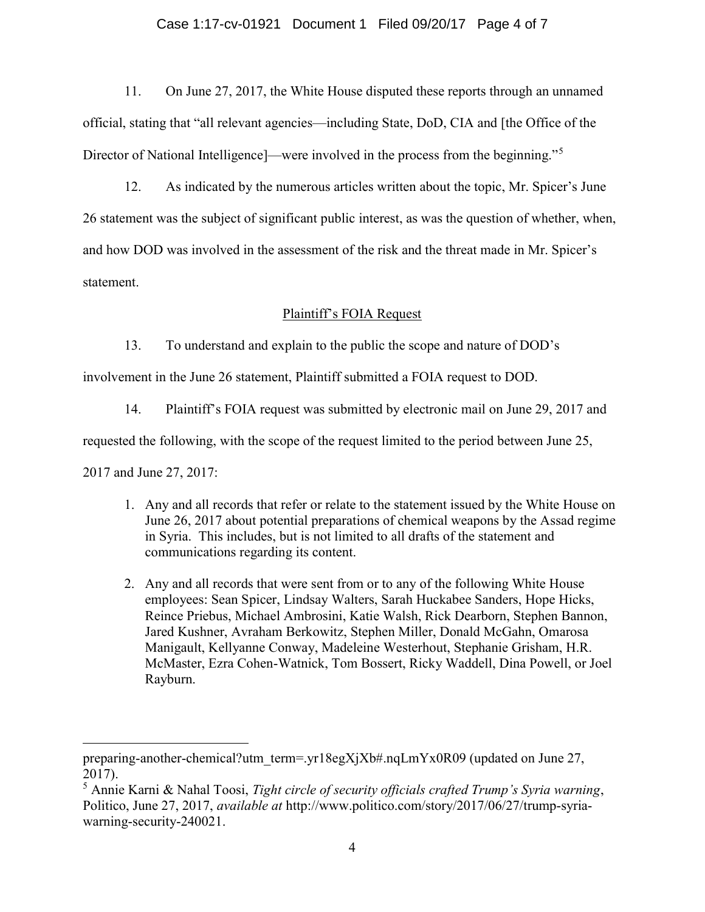11. On June 27, 2017, the White House disputed these reports through an unnamed official, stating that "all relevant agencies—including State, DoD, CIA and [the Office of the Director of National Intelligence]—were involved in the process from the beginning."[5]

12. As indicated by the numerous articles written about the topic, Mr. Spicer's June 26 statement was the subject of significant public interest, as was the question of whether, when, and how DOD was involved in the assessment of the risk and the threat made in Mr. Spicer's statement.

## Plaintiff's FOIA Request

13. To understand and explain to the public the scope and nature of DOD's involvement in the June 26 statement, Plaintiff submitted a FOIA request to DOD.

14. Plaintiff's FOIA request was submitted by electronic mail on June 29, 2017 and requested the following, with the scope of the request limited to the period between June 25, 2017 and June 27, 2017:

1. Any and all records that refer or relate to the statement issued by the White House on June 26, 2017 about potential preparations of chemical weapons by the Assad regime in Syria. This includes, but is not limited to all drafts of the statement and communications regarding its content.
2. Any and all records that were sent from or to any of the following White House employees: Sean Spicer, Lindsay Walters, Sarah Huckabee Sanders, Hope Hicks, Reince Priebus, Michael Ambrosini, Katie Walsh, Rick Dearborn, Stephen Bannon, Jared Kushner, Avraham Berkowitz, Stephen Miller, Donald McGahn, Omarosa Manigault, Kellyanne Conway, Madeleine Westerhout, Stephanie Grisham, H.R. McMaster, Ezra Cohen-Watnick, Tom Bossert, Ricky Waddell, Dina Powell, or Joel Rayburn.

---

preparing-another-chemical?utm_term=.yr18egXjXb#.nqLmYx0R09 (updated on June 27, 2017).

[5] Annie Karni & Nahal Toosi, *Tight circle of security officials crafted Trump's Syria warning*, Politico, June 27, 2017, *available at* http://www.politico.com/story/2017/06/27/trump-syria-warning-security-240021.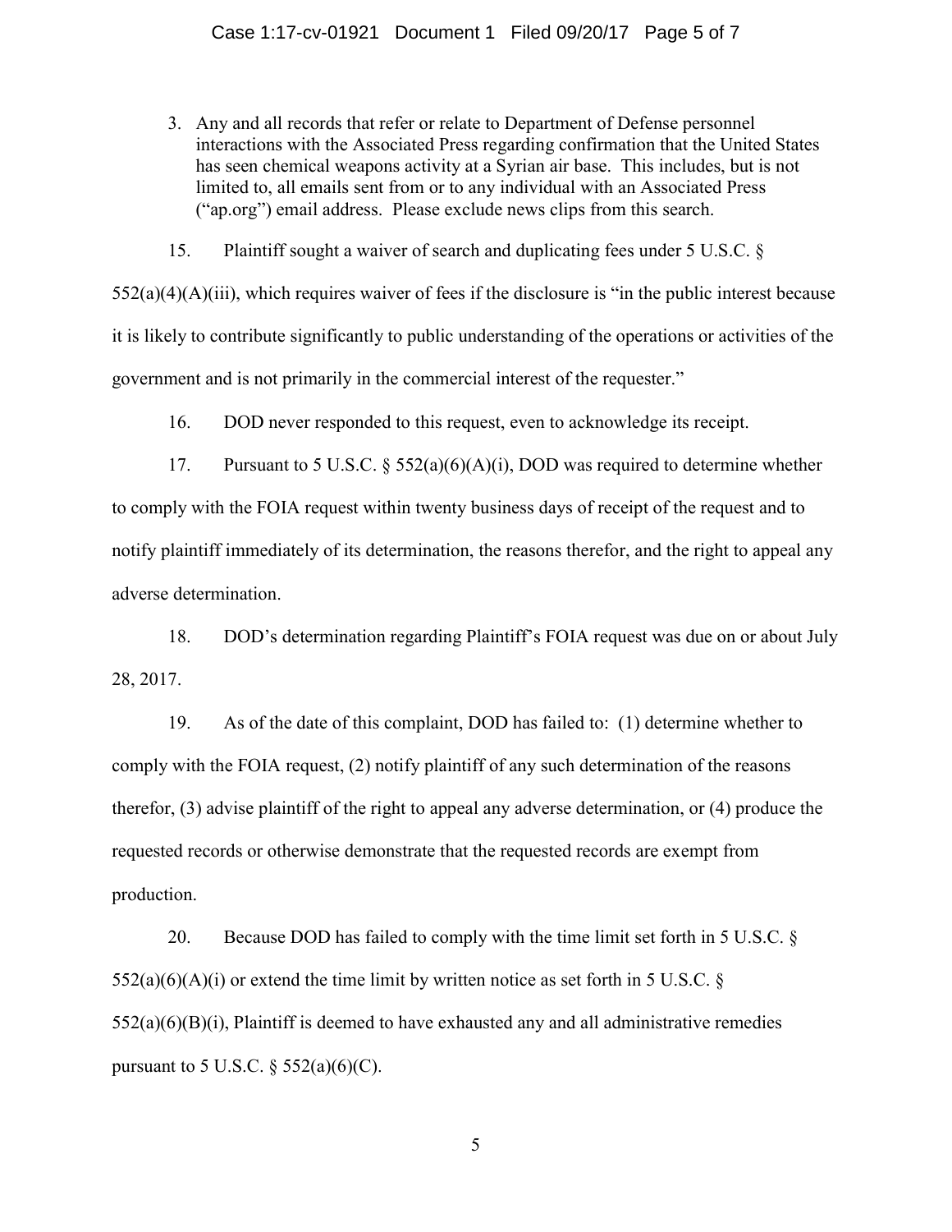3. Any and all records that refer or relate to Department of Defense personnel interactions with the Associated Press regarding confirmation that the United States has seen chemical weapons activity at a Syrian air base. This includes, but is not limited to, all emails sent from or to any individual with an Associated Press ("ap.org") email address. Please exclude news clips from this search.

15. Plaintiff sought a waiver of search and duplicating fees under 5 U.S.C. § 552(a)(4)(A)(iii), which requires waiver of fees if the disclosure is "in the public interest because it is likely to contribute significantly to public understanding of the operations or activities of the government and is not primarily in the commercial interest of the requester."

16. DOD never responded to this request, even to acknowledge its receipt.

17. Pursuant to 5 U.S.C. § 552(a)(6)(A)(i), DOD was required to determine whether to comply with the FOIA request within twenty business days of receipt of the request and to notify plaintiff immediately of its determination, the reasons therefor, and the right to appeal any adverse determination.

18. DOD's determination regarding Plaintiff's FOIA request was due on or about July 28, 2017.

19. As of the date of this complaint, DOD has failed to: (1) determine whether to comply with the FOIA request, (2) notify plaintiff of any such determination of the reasons therefor, (3) advise plaintiff of the right to appeal any adverse determination, or (4) produce the requested records or otherwise demonstrate that the requested records are exempt from production.

20. Because DOD has failed to comply with the time limit set forth in 5 U.S.C. § 552(a)(6)(A)(i) or extend the time limit by written notice as set forth in 5 U.S.C. § 552(a)(6)(B)(i), Plaintiff is deemed to have exhausted any and all administrative remedies pursuant to 5 U.S.C. § 552(a)(6)(C).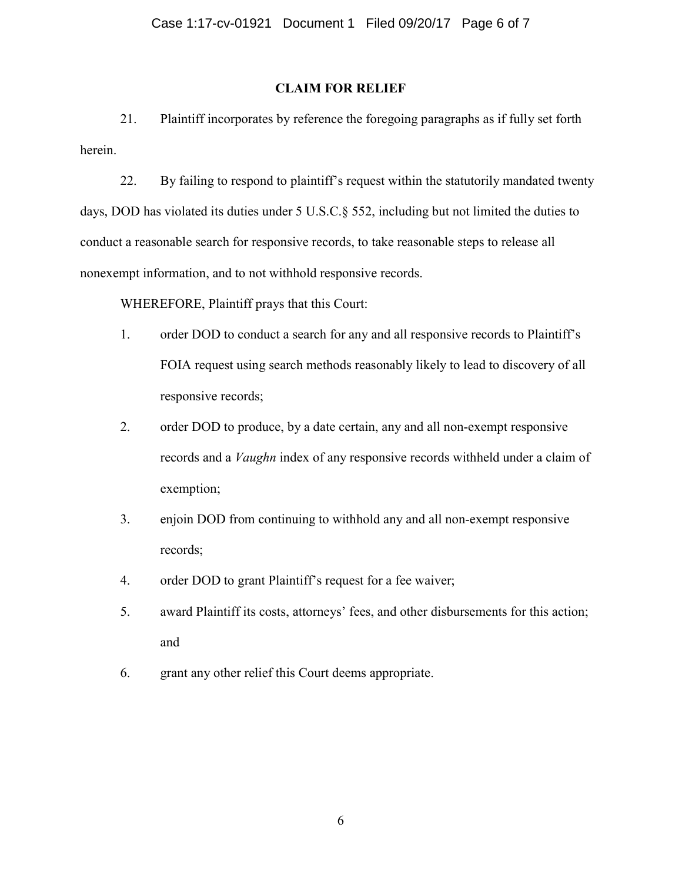## CLAIM FOR RELIEF

21. Plaintiff incorporates by reference the foregoing paragraphs as if fully set forth herein.

22. By failing to respond to plaintiff's request within the statutorily mandated twenty days, DOD has violated its duties under 5 U.S.C.§ 552, including but not limited the duties to conduct a reasonable search for responsive records, to take reasonable steps to release all nonexempt information, and to not withhold responsive records.

WHEREFORE, Plaintiff prays that this Court:

1. order DOD to conduct a search for any and all responsive records to Plaintiff's FOIA request using search methods reasonably likely to lead to discovery of all responsive records;
2. order DOD to produce, by a date certain, any and all non-exempt responsive records and a *Vaughn* index of any responsive records withheld under a claim of exemption;
3. enjoin DOD from continuing to withhold any and all non-exempt responsive records;
4. order DOD to grant Plaintiff's request for a fee waiver;
5. award Plaintiff its costs, attorneys' fees, and other disbursements for this action; and
6. grant any other relief this Court deems appropriate.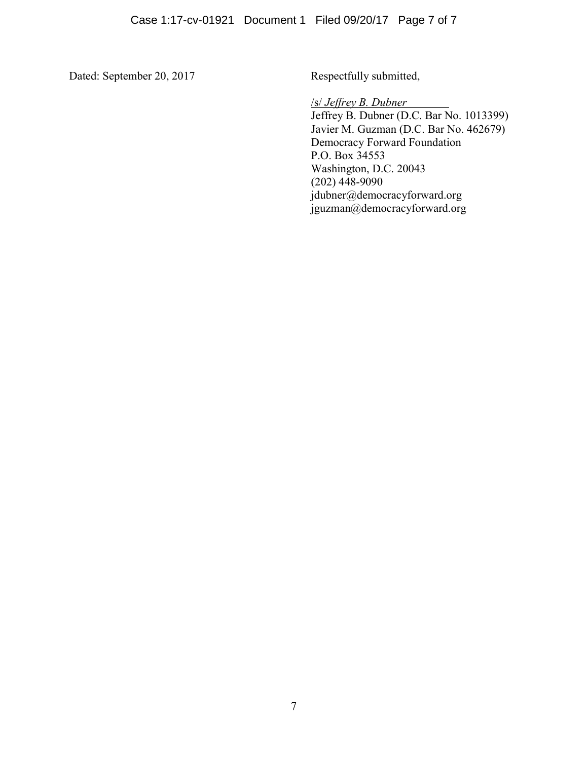Dated: September 20, 2017

Respectfully submitted,

/s/ *Jeffrey B. Dubner*
Jeffrey B. Dubner (D.C. Bar No. 1013399)
Javier M. Guzman (D.C. Bar No. 462679)
Democracy Forward Foundation
P.O. Box 34553
Washington, D.C. 20043
(202) 448-9090
jdubner@democracyforward.org
jguzman@democracyforward.org